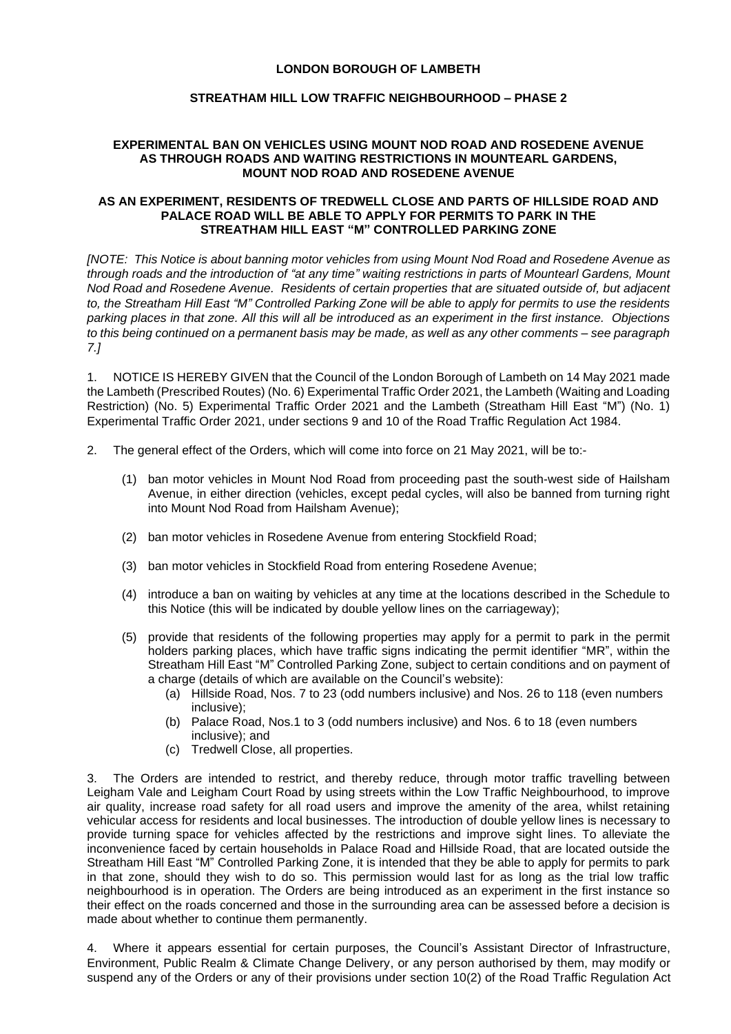**LONDON BOROUGH OF LAMBETH**

**STREATHAM HILL LOW TRAFFIC NEIGHBOURHOOD – PHASE 2**

**EXPERIMENTAL BAN ON VEHICLES USING MOUNT NOD ROAD AND ROSEDENE AVENUE AS THROUGH ROADS AND WAITING RESTRICTIONS IN MOUNTEARL GARDENS, MOUNT NOD ROAD AND ROSEDENE AVENUE**

**AS AN EXPERIMENT, RESIDENTS OF TREDWELL CLOSE AND PARTS OF HILLSIDE ROAD AND PALACE ROAD WILL BE ABLE TO APPLY FOR PERMITS TO PARK IN THE STREATHAM HILL EAST "M" CONTROLLED PARKING ZONE**

*[NOTE: This Notice is about banning motor vehicles from using Mount Nod Road and Rosedene Avenue as through roads and the introduction of "at any time" waiting restrictions in parts of Mountearl Gardens, Mount Nod Road and Rosedene Avenue. Residents of certain properties that are situated outside of, but adjacent to, the Streatham Hill East "M" Controlled Parking Zone will be able to apply for permits to use the residents parking places in that zone. All this will all be introduced as an experiment in the first instance. Objections to this being continued on a permanent basis may be made, as well as any other comments – see paragraph 7.]*

1. NOTICE IS HEREBY GIVEN that the Council of the London Borough of Lambeth on 14 May 2021 made the Lambeth (Prescribed Routes) (No. 6) Experimental Traffic Order 2021, the Lambeth (Waiting and Loading Restriction) (No. 5) Experimental Traffic Order 2021 and the Lambeth (Streatham Hill East "M") (No. 1) Experimental Traffic Order 2021, under sections 9 and 10 of the Road Traffic Regulation Act 1984.

2. The general effect of the Orders, which will come into force on 21 May 2021, will be to:-

   (1) ban motor vehicles in Mount Nod Road from proceeding past the south-west side of Hailsham Avenue, in either direction (vehicles, except pedal cycles, will also be banned from turning right into Mount Nod Road from Hailsham Avenue);

   (2) ban motor vehicles in Rosedene Avenue from entering Stockfield Road;

   (3) ban motor vehicles in Stockfield Road from entering Rosedene Avenue;

   (4) introduce a ban on waiting by vehicles at any time at the locations described in the Schedule to this Notice (this will be indicated by double yellow lines on the carriageway);

   (5) provide that residents of the following properties may apply for a permit to park in the permit holders parking places, which have traffic signs indicating the permit identifier "MR", within the Streatham Hill East "M" Controlled Parking Zone, subject to certain conditions and on payment of a charge (details of which are available on the Council's website):
      (a) Hillside Road, Nos. 7 to 23 (odd numbers inclusive) and Nos. 26 to 118 (even numbers inclusive);
      (b) Palace Road, Nos.1 to 3 (odd numbers inclusive) and Nos. 6 to 18 (even numbers inclusive); and
      (c) Tredwell Close, all properties.

3. The Orders are intended to restrict, and thereby reduce, through motor traffic travelling between Leigham Vale and Leigham Court Road by using streets within the Low Traffic Neighbourhood, to improve air quality, increase road safety for all road users and improve the amenity of the area, whilst retaining vehicular access for residents and local businesses. The introduction of double yellow lines is necessary to provide turning space for vehicles affected by the restrictions and improve sight lines. To alleviate the inconvenience faced by certain households in Palace Road and Hillside Road, that are located outside the Streatham Hill East "M" Controlled Parking Zone, it is intended that they be able to apply for permits to park in that zone, should they wish to do so. This permission would last for as long as the trial low traffic neighbourhood is in operation. The Orders are being introduced as an experiment in the first instance so their effect on the roads concerned and those in the surrounding area can be assessed before a decision is made about whether to continue them permanently.

4. Where it appears essential for certain purposes, the Council's Assistant Director of Infrastructure, Environment, Public Realm & Climate Change Delivery, or any person authorised by them, may modify or suspend any of the Orders or any of their provisions under section 10(2) of the Road Traffic Regulation Act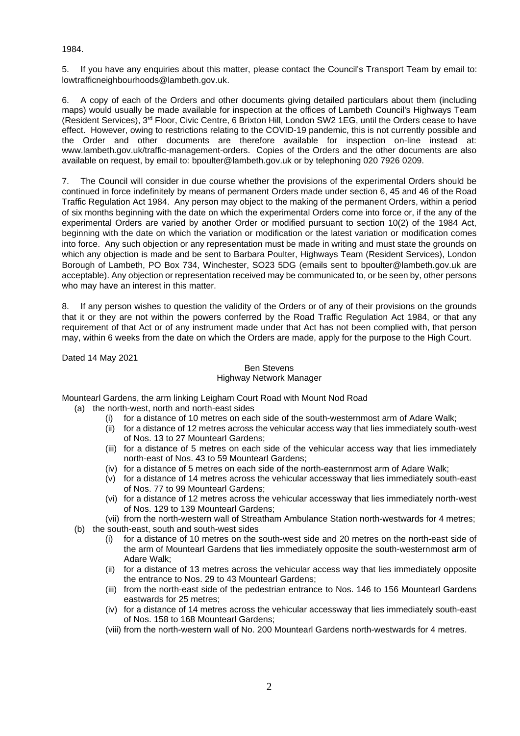1984.

5. If you have any enquiries about this matter, please contact the Council's Transport Team by email to: lowtrafficneighbourhoods@lambeth.gov.uk.

6. A copy of each of the Orders and other documents giving detailed particulars about them (including maps) would usually be made available for inspection at the offices of Lambeth Council's Highways Team (Resident Services), 3rd Floor, Civic Centre, 6 Brixton Hill, London SW2 1EG, until the Orders cease to have effect. However, owing to restrictions relating to the COVID-19 pandemic, this is not currently possible and the Order and other documents are therefore available for inspection on-line instead at: www.lambeth.gov.uk/traffic-management-orders. Copies of the Orders and the other documents are also available on request, by email to: bpoulter@lambeth.gov.uk or by telephoning 020 7926 0209.

7. The Council will consider in due course whether the provisions of the experimental Orders should be continued in force indefinitely by means of permanent Orders made under section 6, 45 and 46 of the Road Traffic Regulation Act 1984. Any person may object to the making of the permanent Orders, within a period of six months beginning with the date on which the experimental Orders come into force or, if the any of the experimental Orders are varied by another Order or modified pursuant to section 10(2) of the 1984 Act, beginning with the date on which the variation or modification or the latest variation or modification comes into force. Any such objection or any representation must be made in writing and must state the grounds on which any objection is made and be sent to Barbara Poulter, Highways Team (Resident Services), London Borough of Lambeth, PO Box 734, Winchester, SO23 5DG (emails sent to bpoulter@lambeth.gov.uk are acceptable). Any objection or representation received may be communicated to, or be seen by, other persons who may have an interest in this matter.

8. If any person wishes to question the validity of the Orders or of any of their provisions on the grounds that it or they are not within the powers conferred by the Road Traffic Regulation Act 1984, or that any requirement of that Act or of any instrument made under that Act has not been complied with, that person may, within 6 weeks from the date on which the Orders are made, apply for the purpose to the High Court.

Dated 14 May 2021

Ben Stevens
Highway Network Manager

Mountearl Gardens, the arm linking Leigham Court Road with Mount Nod Road

- (a) the north-west, north and north-east sides
  - (i) for a distance of 10 metres on each side of the south-westernmost arm of Adare Walk;
  - (ii) for a distance of 12 metres across the vehicular access way that lies immediately south-west of Nos. 13 to 27 Mountearl Gardens;
  - (iii) for a distance of 5 metres on each side of the vehicular access way that lies immediately north-east of Nos. 43 to 59 Mountearl Gardens;
  - (iv) for a distance of 5 metres on each side of the north-easternmost arm of Adare Walk;
  - (v) for a distance of 14 metres across the vehicular accessway that lies immediately south-east of Nos. 77 to 99 Mountearl Gardens;
  - (vi) for a distance of 12 metres across the vehicular accessway that lies immediately north-west of Nos. 129 to 139 Mountearl Gardens;
  - (vii) from the north-western wall of Streatham Ambulance Station north-westwards for 4 metres;
- (b) the south-east, south and south-west sides
  - (i) for a distance of 10 metres on the south-west side and 20 metres on the north-east side of the arm of Mountearl Gardens that lies immediately opposite the south-westernmost arm of Adare Walk;
  - (ii) for a distance of 13 metres across the vehicular access way that lies immediately opposite the entrance to Nos. 29 to 43 Mountearl Gardens;
  - (iii) from the north-east side of the pedestrian entrance to Nos. 146 to 156 Mountearl Gardens eastwards for 25 metres;
  - (iv) for a distance of 14 metres across the vehicular accessway that lies immediately south-east of Nos. 158 to 168 Mountearl Gardens;
  - (viii) from the north-western wall of No. 200 Mountearl Gardens north-westwards for 4 metres.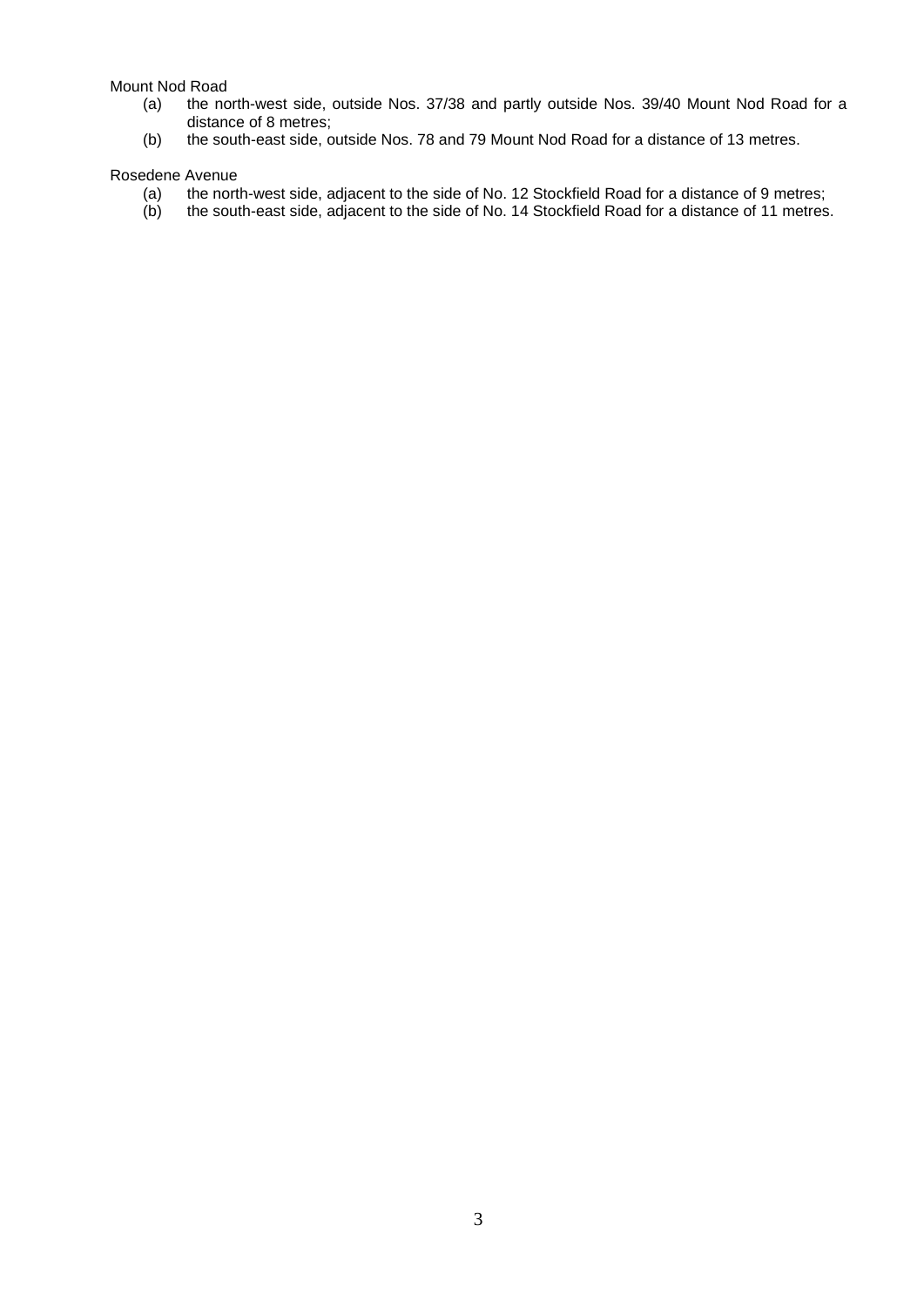Mount Nod Road

(a) the north-west side, outside Nos. 37/38 and partly outside Nos. 39/40 Mount Nod Road for a distance of 8 metres;

(b) the south-east side, outside Nos. 78 and 79 Mount Nod Road for a distance of 13 metres.

Rosedene Avenue

(a) the north-west side, adjacent to the side of No. 12 Stockfield Road for a distance of 9 metres;

(b) the south-east side, adjacent to the side of No. 14 Stockfield Road for a distance of 11 metres.